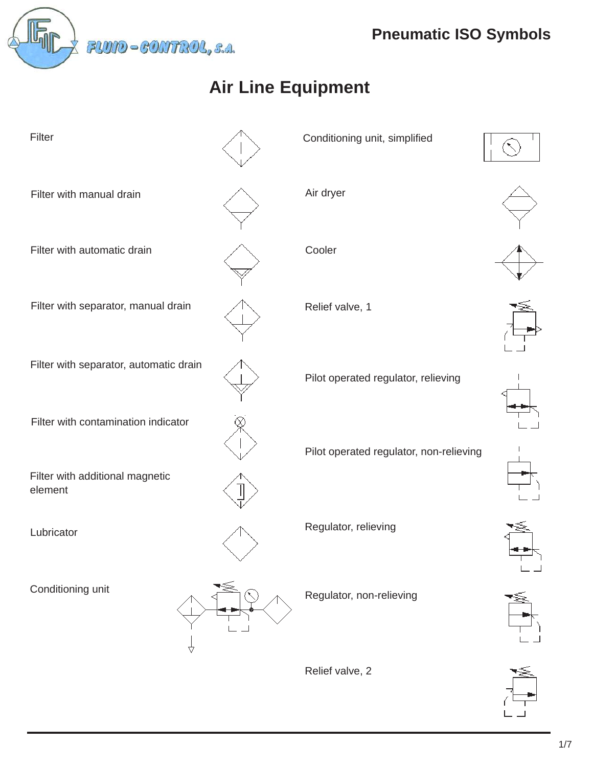# Pneumatic ISO Symbols

## Air Line Equipment

Filter

Filter with manual drain

Filter with automatic drain

Filter with separator, manual drain

Filter with separator, automatic drain

Filter with contamination indicator

Filter with additional magnetic element

Lubricator

Conditioning unit

Conditioning unit, simplified

Air dryer

Cooler

Relief valve, 1

Pilot operated regulator, relieving

Pilot operated regulator, non-relieving

Regulator, relieving

Regulator, non-relieving

Relief valve, 2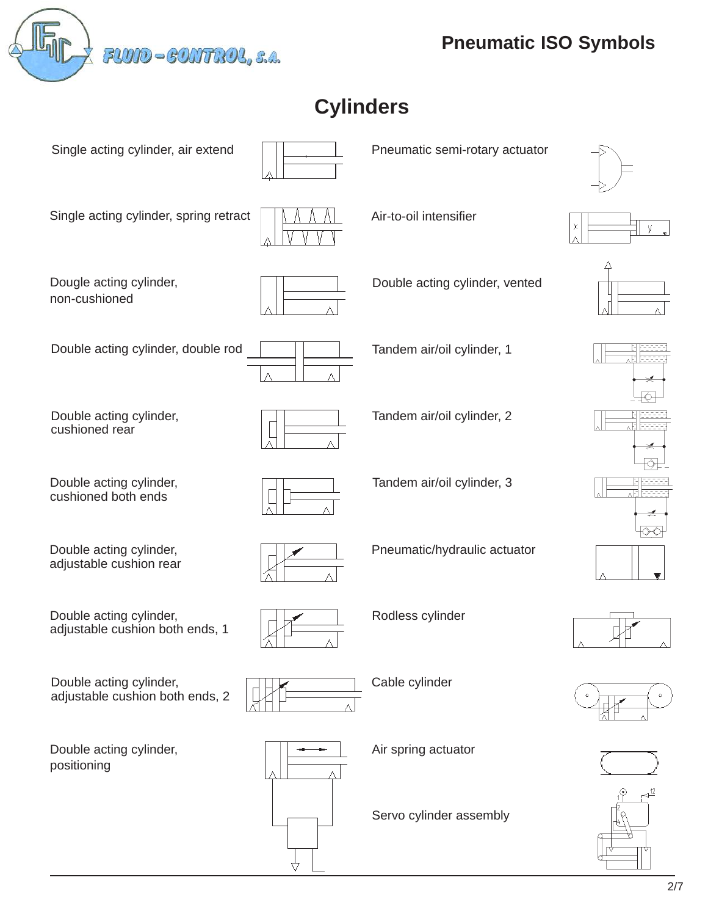# Pneumatic ISO Symbols

## Cylinders

Single acting cylinder, air extend

Single acting cylinder, spring retract

Dougle acting cylinder, non-cushioned

Double acting cylinder, double rod

Double acting cylinder, cushioned rear

Double acting cylinder, cushioned both ends

Double acting cylinder, adjustable cushion rear

Double acting cylinder, adjustable cushion both ends, 1

Double acting cylinder, adjustable cushion both ends, 2

Double acting cylinder, positioning

Pneumatic semi-rotary actuator

Air-to-oil intensifier

Double acting cylinder, vented

Tandem air/oil cylinder, 1

Tandem air/oil cylinder, 2

Tandem air/oil cylinder, 3

Pneumatic/hydraulic actuator

Rodless cylinder

Cable cylinder

Air spring actuator

Servo cylinder assembly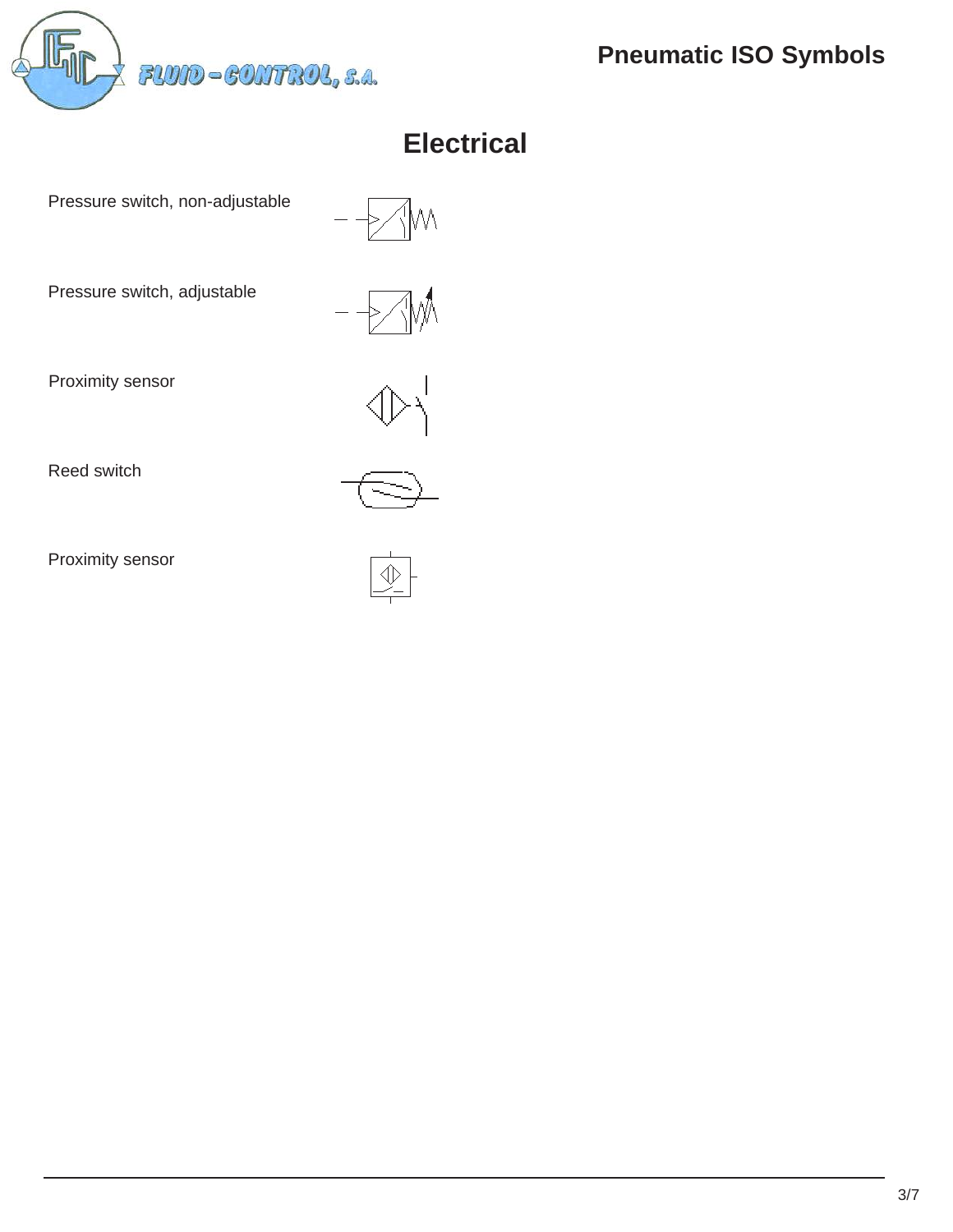## Electrical

Pressure switch, non-adjustable

Pressure switch, adjustable

Proximity sensor

Reed switch

Proximity sensor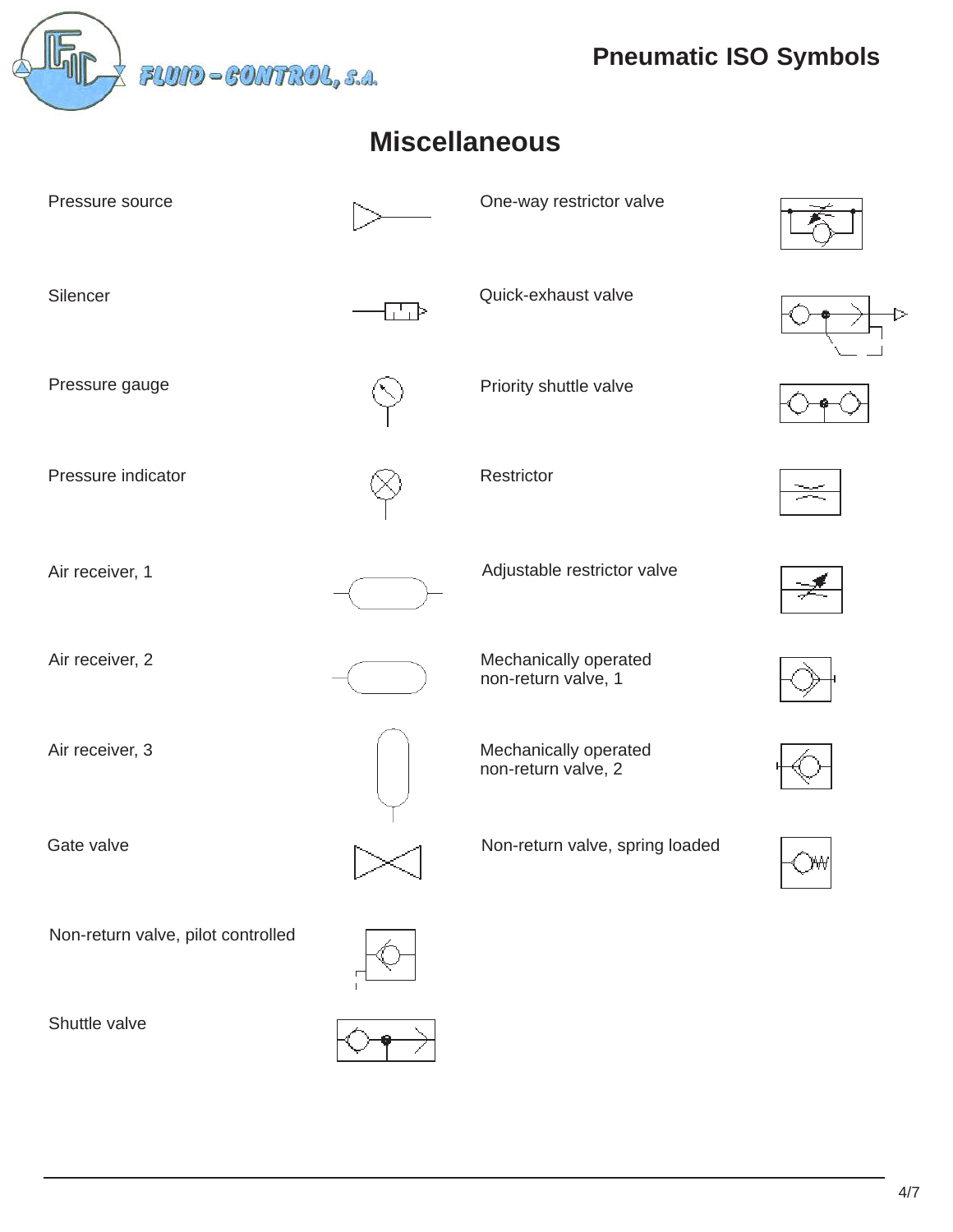# Miscellaneous

- Pressure source
- Silencer
- Pressure gauge
- Pressure indicator
- Air receiver, 1
- Air receiver, 2
- Air receiver, 3
- Gate valve
- Non-return valve, pilot controlled
- Shuttle valve
- One-way restrictor valve
- Quick-exhaust valve
- Priority shuttle valve
- Restrictor
- Adjustable restrictor valve
- Mechanically operated non-return valve, 1
- Mechanically operated non-return valve, 2
- Non-return valve, spring loaded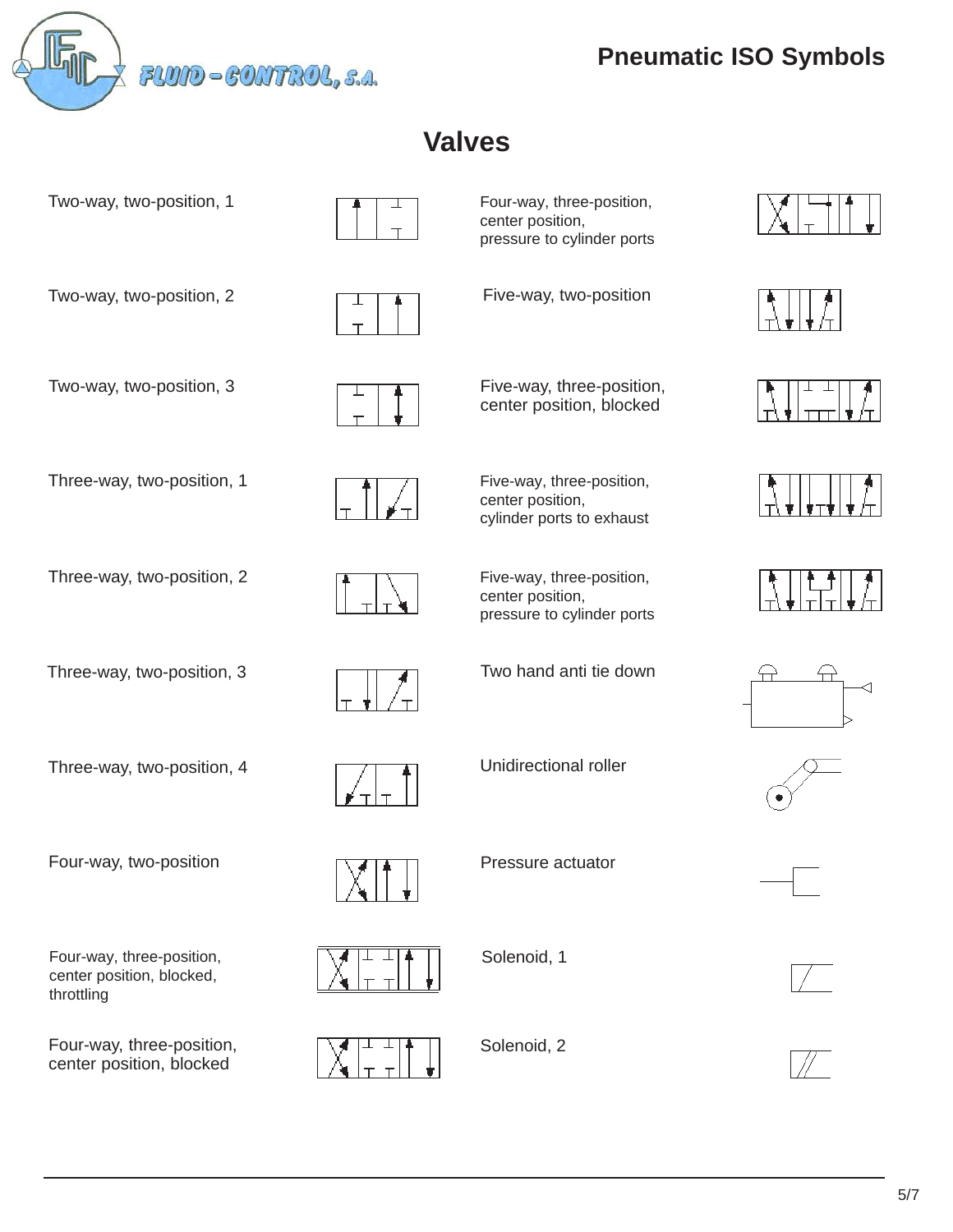## Valves

Two-way, two-position, 1

Two-way, two-position, 2

Two-way, two-position, 3

Three-way, two-position, 1

Three-way, two-position, 2

Three-way, two-position, 3

Three-way, two-position, 4

Four-way, two-position

Four-way, three-position, center position, blocked, throttling

Four-way, three-position, center position, blocked

Four-way, three-position, center position, pressure to cylinder ports

Five-way, two-position

Five-way, three-position, center position, blocked

Five-way, three-position, center position, cylinder ports to exhaust

Five-way, three-position, center position, pressure to cylinder ports

Two hand anti tie down

Unidirectional roller

Pressure actuator

Solenoid, 1

Solenoid, 2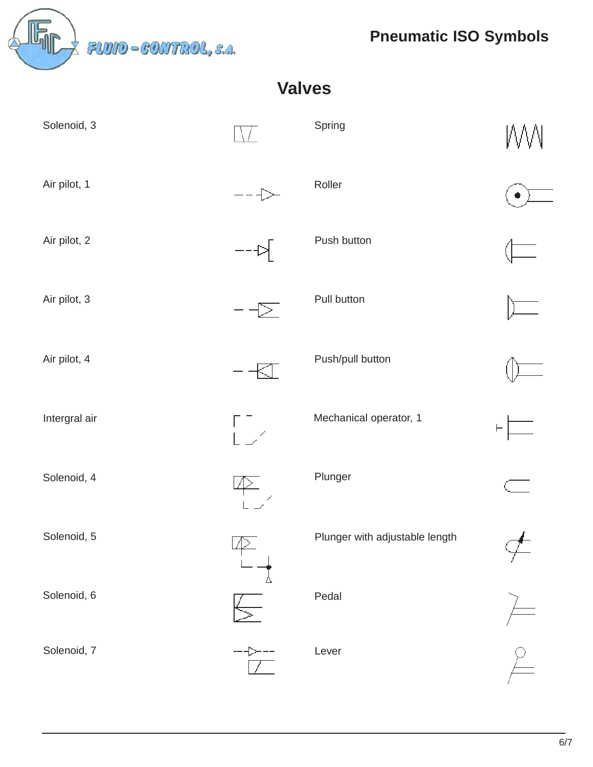## Valves

Solenoid, 3

Air pilot, 1

Air pilot, 2

Air pilot, 3

Air pilot, 4

Intergral air

Solenoid, 4

Solenoid, 5

Solenoid, 6

Solenoid, 7

Spring

Roller

Push button

Pull button

Push/pull button

Mechanical operator, 1

Plunger

Plunger with adjustable length

Pedal

Lever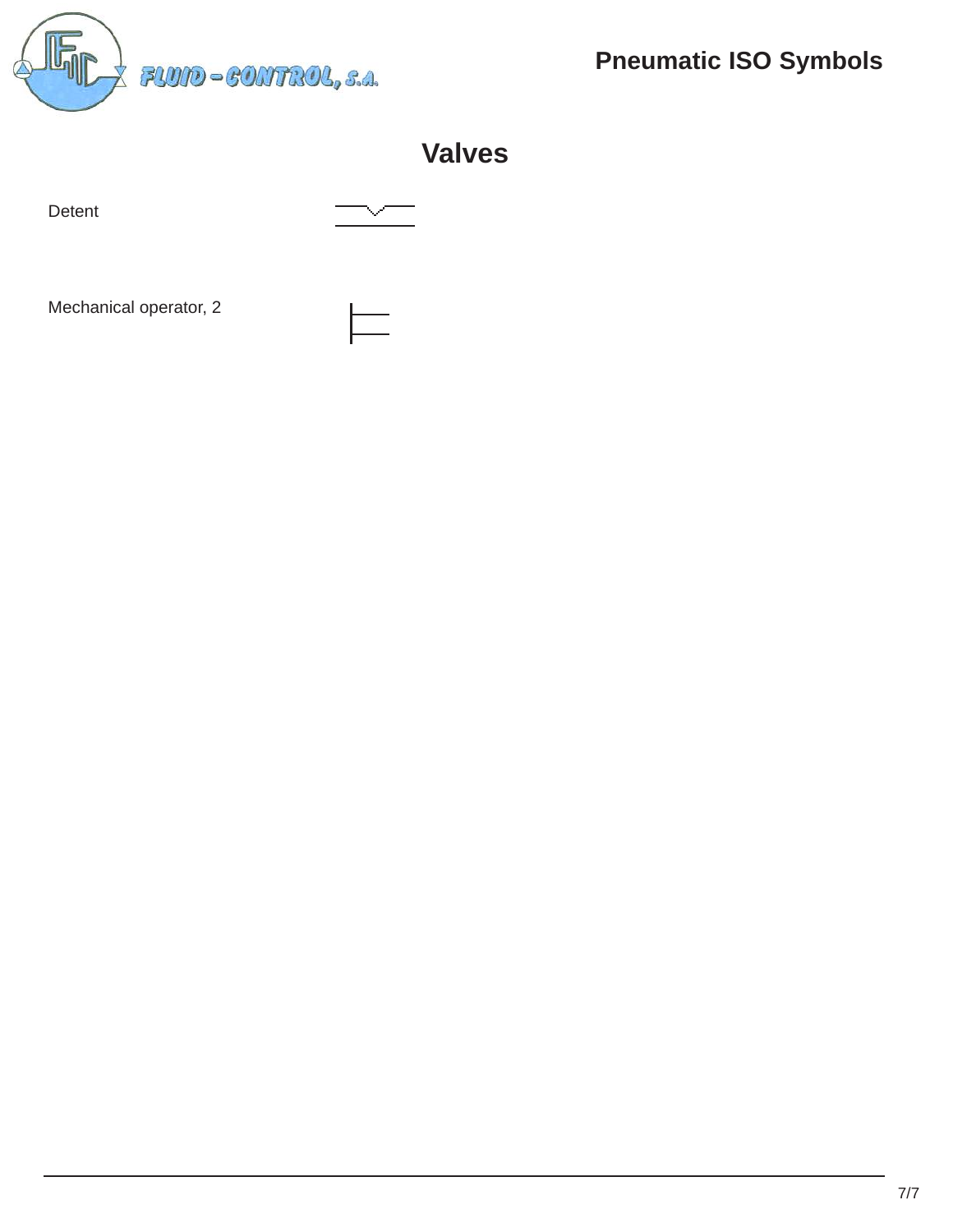# Valves

Detent

Mechanical operator, 2